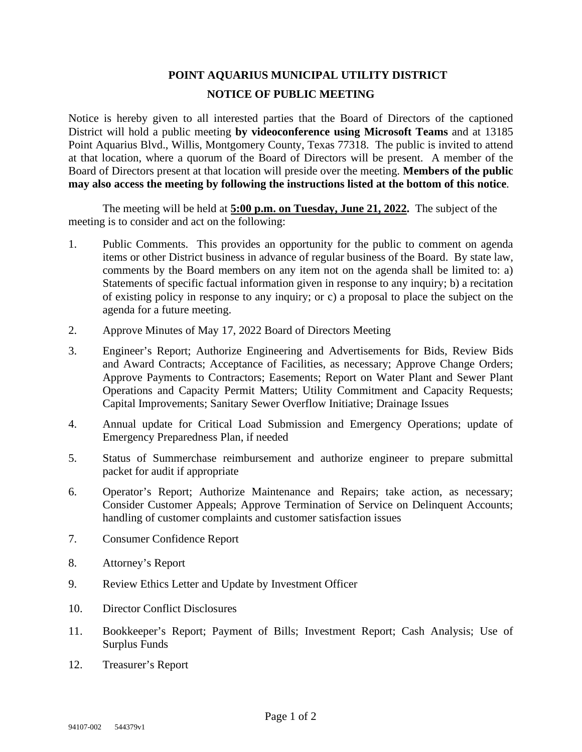# POINT AQUARIUS MUNICIPAL UTILITY DISTRICT

## NOTICE OF PUBLIC MEETING

Notice is hereby given to all interested parties that the Board of Directors of the captioned District will hold a public meeting **by videoconference using Microsoft Teams** and at 13185 Point Aquarius Blvd., Willis, Montgomery County, Texas 77318. The public is invited to attend at that location, where a quorum of the Board of Directors will be present. A member of the Board of Directors present at that location will preside over the meeting. **Members of the public may also access the meeting by following the instructions listed at the bottom of this notice**.

The meeting will be held at **5:00 p.m. on Tuesday, June 21, 2022.** The subject of the meeting is to consider and act on the following:

1. Public Comments. This provides an opportunity for the public to comment on agenda items or other District business in advance of regular business of the Board. By state law, comments by the Board members on any item not on the agenda shall be limited to: a) Statements of specific factual information given in response to any inquiry; b) a recitation of existing policy in response to any inquiry; or c) a proposal to place the subject on the agenda for a future meeting.
2. Approve Minutes of May 17, 2022 Board of Directors Meeting
3. Engineer's Report; Authorize Engineering and Advertisements for Bids, Review Bids and Award Contracts; Acceptance of Facilities, as necessary; Approve Change Orders; Approve Payments to Contractors; Easements; Report on Water Plant and Sewer Plant Operations and Capacity Permit Matters; Utility Commitment and Capacity Requests; Capital Improvements; Sanitary Sewer Overflow Initiative; Drainage Issues
4. Annual update for Critical Load Submission and Emergency Operations; update of Emergency Preparedness Plan, if needed
5. Status of Summerchase reimbursement and authorize engineer to prepare submittal packet for audit if appropriate
6. Operator's Report; Authorize Maintenance and Repairs; take action, as necessary; Consider Customer Appeals; Approve Termination of Service on Delinquent Accounts; handling of customer complaints and customer satisfaction issues
7. Consumer Confidence Report
8. Attorney's Report
9. Review Ethics Letter and Update by Investment Officer
10. Director Conflict Disclosures
11. Bookkeeper's Report; Payment of Bills; Investment Report; Cash Analysis; Use of Surplus Funds
12. Treasurer's Report

94107-002 544379v1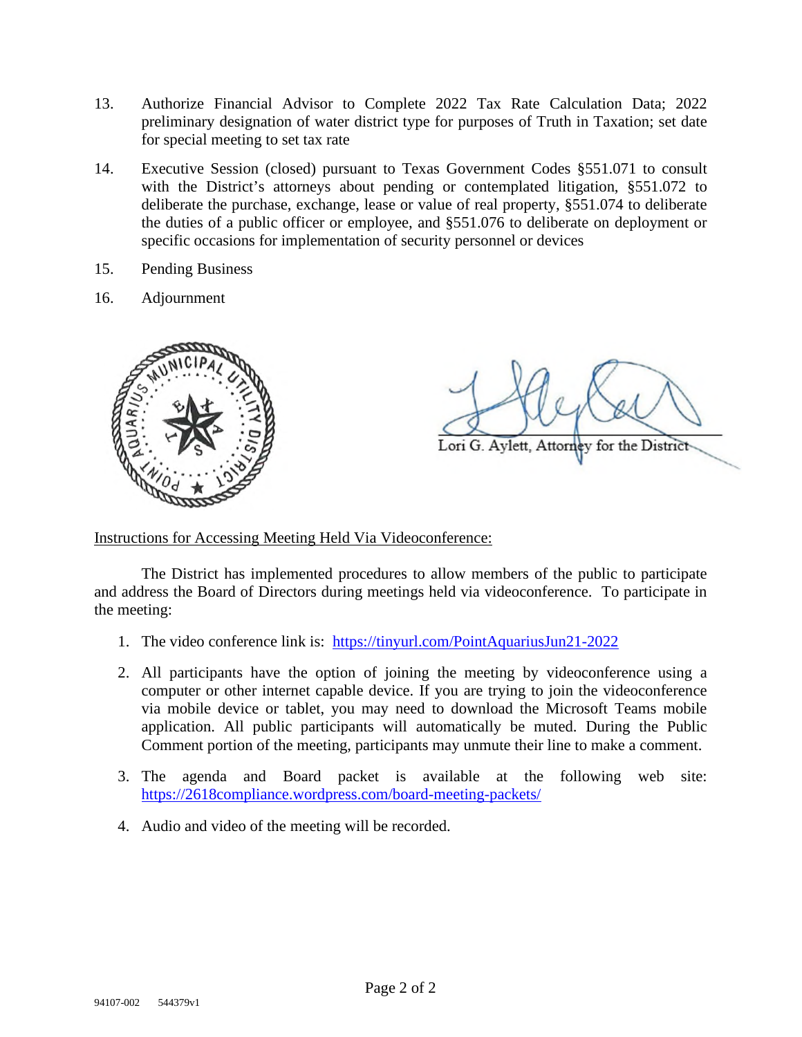13. Authorize Financial Advisor to Complete 2022 Tax Rate Calculation Data; 2022 preliminary designation of water district type for purposes of Truth in Taxation; set date for special meeting to set tax rate

14. Executive Session (closed) pursuant to Texas Government Codes §551.071 to consult with the District's attorneys about pending or contemplated litigation, §551.072 to deliberate the purchase, exchange, lease or value of real property, §551.074 to deliberate the duties of a public officer or employee, and §551.076 to deliberate on deployment or specific occasions for implementation of security personnel or devices

15. Pending Business

16. Adjournment

Lori G. Aylett, Attorney for the District

Instructions for Accessing Meeting Held Via Videoconference:

The District has implemented procedures to allow members of the public to participate and address the Board of Directors during meetings held via videoconference. To participate in the meeting:

1. The video conference link is: https://tinyurl.com/PointAquariusJun21-2022

2. All participants have the option of joining the meeting by videoconference using a computer or other internet capable device. If you are trying to join the videoconference via mobile device or tablet, you may need to download the Microsoft Teams mobile application. All public participants will automatically be muted. During the Public Comment portion of the meeting, participants may unmute their line to make a comment.

3. The agenda and Board packet is available at the following web site: https://2618compliance.wordpress.com/board-meeting-packets/

4. Audio and video of the meeting will be recorded.

94107-002 544379v1